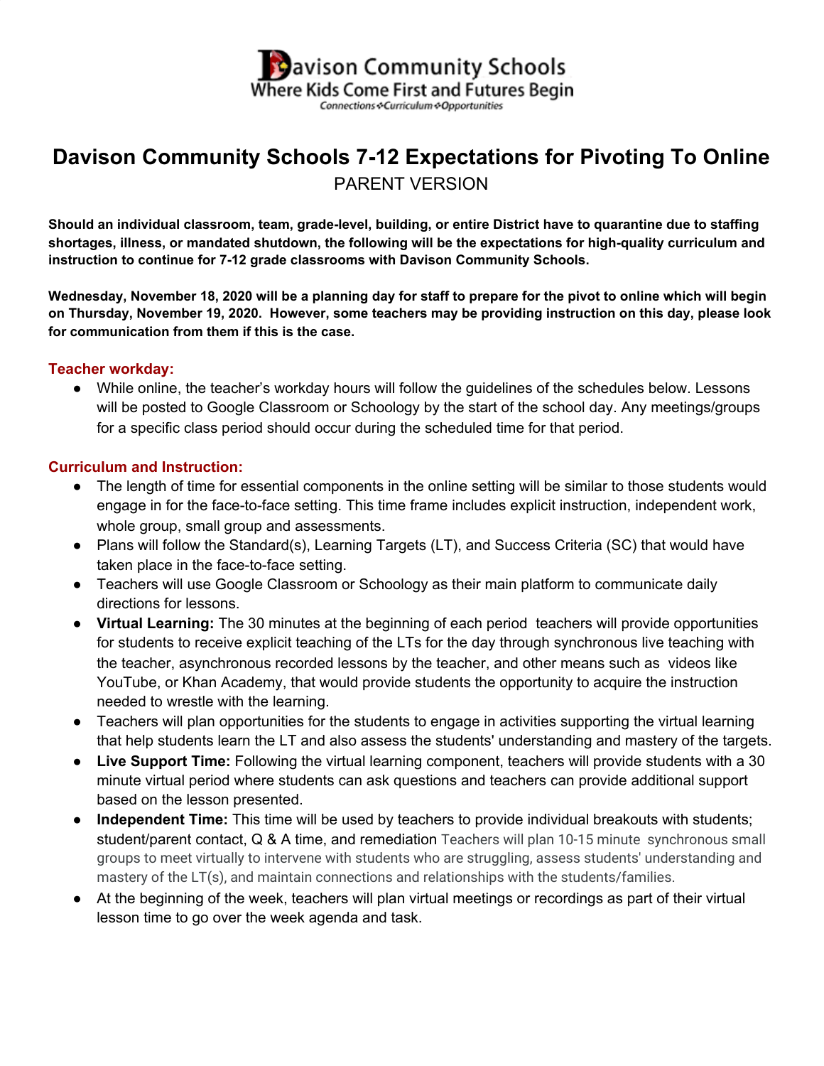Davison Community Schools
Where Kids Come First and Futures Begin
Connections ❖ Curriculum ❖ Opportunities

# Davison Community Schools 7-12 Expectations for Pivoting To Online

PARENT VERSION

**Should an individual classroom, team, grade-level, building, or entire District have to quarantine due to staffing shortages, illness, or mandated shutdown, the following will be the expectations for high-quality curriculum and instruction to continue for 7-12 grade classrooms with Davison Community Schools.**

**Wednesday, November 18, 2020 will be a planning day for staff to prepare for the pivot to online which will begin on Thursday, November 19, 2020. However, some teachers may be providing instruction on this day, please look for communication from them if this is the case.**

### Teacher workday:

- While online, the teacher's workday hours will follow the guidelines of the schedules below. Lessons will be posted to Google Classroom or Schoology by the start of the school day. Any meetings/groups for a specific class period should occur during the scheduled time for that period.

### Curriculum and Instruction:

- The length of time for essential components in the online setting will be similar to those students would engage in for the face-to-face setting. This time frame includes explicit instruction, independent work, whole group, small group and assessments.
- Plans will follow the Standard(s), Learning Targets (LT), and Success Criteria (SC) that would have taken place in the face-to-face setting.
- Teachers will use Google Classroom or Schoology as their main platform to communicate daily directions for lessons.
- **Virtual Learning:** The 30 minutes at the beginning of each period teachers will provide opportunities for students to receive explicit teaching of the LTs for the day through synchronous live teaching with the teacher, asynchronous recorded lessons by the teacher, and other means such as videos like YouTube, or Khan Academy, that would provide students the opportunity to acquire the instruction needed to wrestle with the learning.
- Teachers will plan opportunities for the students to engage in activities supporting the virtual learning that help students learn the LT and also assess the students' understanding and mastery of the targets.
- **Live Support Time:** Following the virtual learning component, teachers will provide students with a 30 minute virtual period where students can ask questions and teachers can provide additional support based on the lesson presented.
- **Independent Time:** This time will be used by teachers to provide individual breakouts with students; student/parent contact, Q & A time, and remediation Teachers will plan 10-15 minute synchronous small groups to meet virtually to intervene with students who are struggling, assess students' understanding and mastery of the LT(s), and maintain connections and relationships with the students/families.
- At the beginning of the week, teachers will plan virtual meetings or recordings as part of their virtual lesson time to go over the week agenda and task.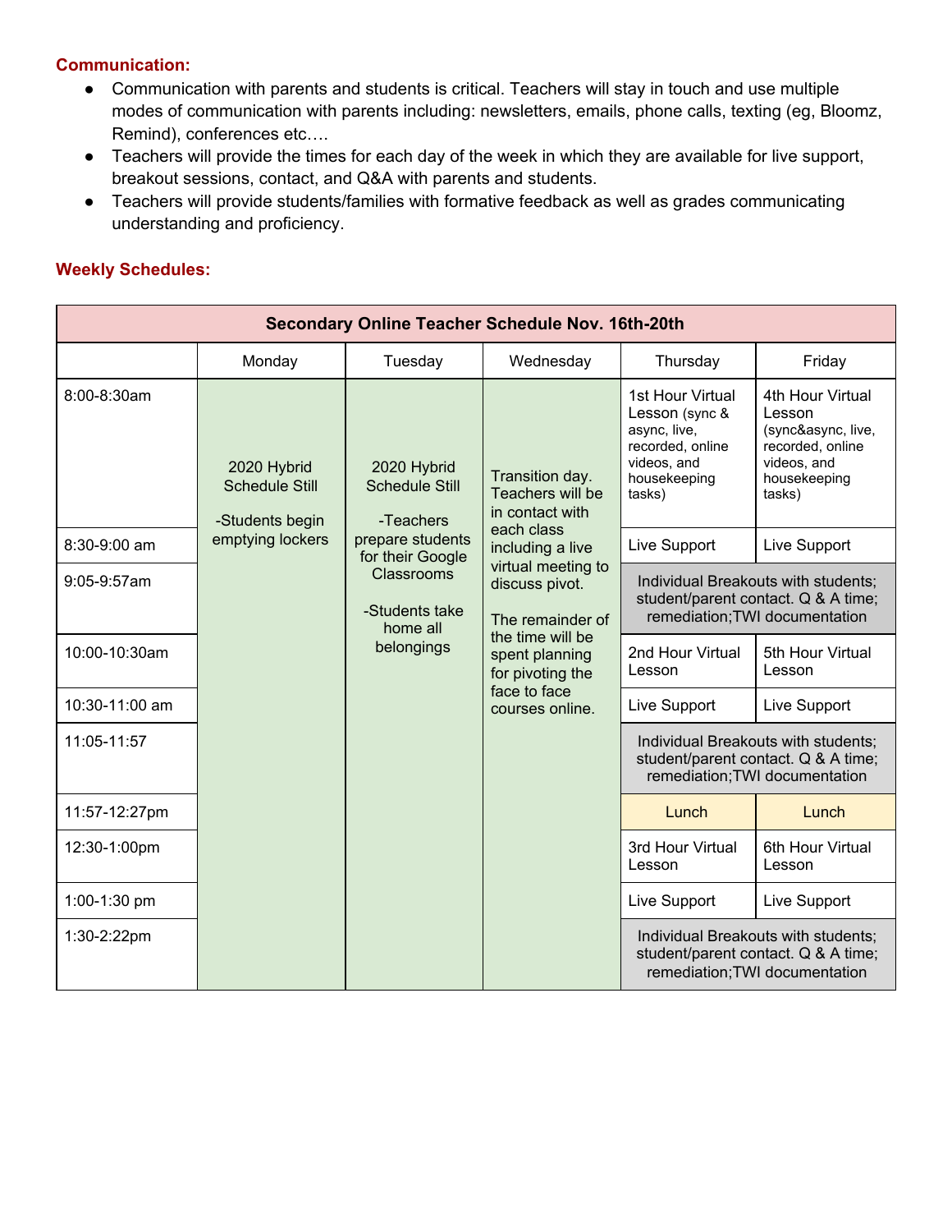**Communication:**

- Communication with parents and students is critical. Teachers will stay in touch and use multiple modes of communication with parents including: newsletters, emails, phone calls, texting (eg, Bloomz, Remind), conferences etc….
- Teachers will provide the times for each day of the week in which they are available for live support, breakout sessions, contact, and Q&A with parents and students.
- Teachers will provide students/families with formative feedback as well as grades communicating understanding and proficiency.

**Weekly Schedules:**

| Secondary Online Teacher Schedule Nov. 16th-20th | | | | | |
|---|---|---|---|---|---|
| | Monday | Tuesday | Wednesday | Thursday | Friday |
| 8:00-8:30am | 2020 Hybrid Schedule Still<br><br>-Students begin emptying lockers | 2020 Hybrid Schedule Still<br><br>-Teachers prepare students for their Google Classrooms<br><br>-Students take home all belongings | Transition day. Teachers will be in contact with each class including a live virtual meeting to discuss pivot.<br><br>The remainder of the time will be spent planning for pivoting the face to face courses online. | 1st Hour Virtual Lesson (sync & async, live, recorded, online videos, and housekeeping tasks) | 4th Hour Virtual Lesson (sync&async, live, recorded, online videos, and housekeeping tasks) |
| 8:30-9:00 am | | | | Live Support | Live Support |
| 9:05-9:57am | | | | Individual Breakouts with students; student/parent contact. Q & A time; remediation;TWI documentation | |
| 10:00-10:30am | | | | 2nd Hour Virtual Lesson | 5th Hour Virtual Lesson |
| 10:30-11:00 am | | | | Live Support | Live Support |
| 11:05-11:57 | | | | Individual Breakouts with students; student/parent contact. Q & A time; remediation;TWI documentation | |
| 11:57-12:27pm | | | | Lunch | Lunch |
| 12:30-1:00pm | | | | 3rd Hour Virtual Lesson | 6th Hour Virtual Lesson |
| 1:00-1:30 pm | | | | Live Support | Live Support |
| 1:30-2:22pm | | | | Individual Breakouts with students; student/parent contact. Q & A time; remediation;TWI documentation | |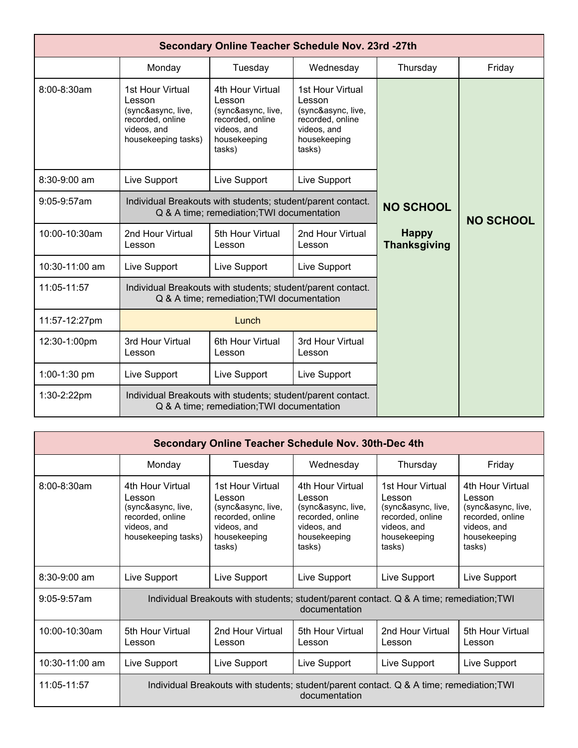| Secondary Online Teacher Schedule Nov. 23rd -27th | | | | | |
|---|---|---|---|---|---|
| | Monday | Tuesday | Wednesday | Thursday | Friday |
| 8:00-8:30am | 1st Hour Virtual Lesson (sync&async, live, recorded, online videos, and housekeeping tasks) | 4th Hour Virtual Lesson (sync&async, live, recorded, online videos, and housekeeping tasks) | 1st Hour Virtual Lesson (sync&async, live, recorded, online videos, and housekeeping tasks) | **NO SCHOOL** **Happy Thanksgiving** | **NO SCHOOL** |
| 8:30-9:00 am | Live Support | Live Support | Live Support | | |
| 9:05-9:57am | Individual Breakouts with students; student/parent contact. Q & A time; remediation;TWI documentation | | | | |
| 10:00-10:30am | 2nd Hour Virtual Lesson | 5th Hour Virtual Lesson | 2nd Hour Virtual Lesson | | |
| 10:30-11:00 am | Live Support | Live Support | Live Support | | |
| 11:05-11:57 | Individual Breakouts with students; student/parent contact. Q & A time; remediation;TWI documentation | | | | |
| 11:57-12:27pm | Lunch | | | | |
| 12:30-1:00pm | 3rd Hour Virtual Lesson | 6th Hour Virtual Lesson | 3rd Hour Virtual Lesson | | |
| 1:00-1:30 pm | Live Support | Live Support | Live Support | | |
| 1:30-2:22pm | Individual Breakouts with students; student/parent contact. Q & A time; remediation;TWI documentation | | | | |

| Secondary Online Teacher Schedule Nov. 30th-Dec 4th | | | | | |
|---|---|---|---|---|---|
| | Monday | Tuesday | Wednesday | Thursday | Friday |
| 8:00-8:30am | 4th Hour Virtual Lesson (sync&async, live, recorded, online videos, and housekeeping tasks) | 1st Hour Virtual Lesson (sync&async, live, recorded, online videos, and housekeeping tasks) | 4th Hour Virtual Lesson (sync&async, live, recorded, online videos, and housekeeping tasks) | 1st Hour Virtual Lesson (sync&async, live, recorded, online videos, and housekeeping tasks) | 4th Hour Virtual Lesson (sync&async, live, recorded, online videos, and housekeeping tasks) |
| 8:30-9:00 am | Live Support | Live Support | Live Support | Live Support | Live Support |
| 9:05-9:57am | Individual Breakouts with students; student/parent contact. Q & A time; remediation;TWI documentation | | | | |
| 10:00-10:30am | 5th Hour Virtual Lesson | 2nd Hour Virtual Lesson | 5th Hour Virtual Lesson | 2nd Hour Virtual Lesson | 5th Hour Virtual Lesson |
| 10:30-11:00 am | Live Support | Live Support | Live Support | Live Support | Live Support |
| 11:05-11:57 | Individual Breakouts with students; student/parent contact. Q & A time; remediation;TWI documentation | | | | |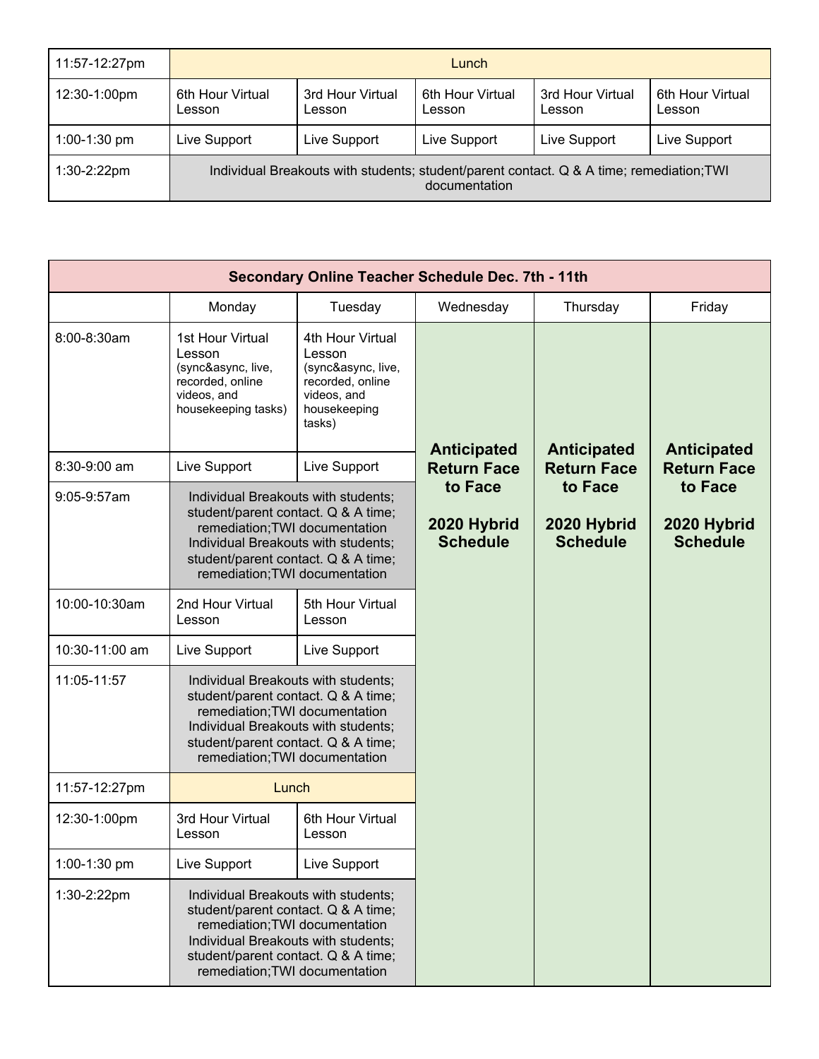| | | | | | |
|---|---|---|---|---|---|
| 11:57-12:27pm | Lunch | | | | |
| 12:30-1:00pm | 6th Hour Virtual Lesson | 3rd Hour Virtual Lesson | 6th Hour Virtual Lesson | 3rd Hour Virtual Lesson | 6th Hour Virtual Lesson |
| 1:00-1:30 pm | Live Support | Live Support | Live Support | Live Support | Live Support |
| 1:30-2:22pm | Individual Breakouts with students; student/parent contact. Q & A time; remediation;TWI documentation | | | | |

| Secondary Online Teacher Schedule Dec. 7th - 11th | | | | | |
|---|---|---|---|---|---|
| | Monday | Tuesday | Wednesday | Thursday | Friday |
| 8:00-8:30am | 1st Hour Virtual Lesson (sync&async, live, recorded, online videos, and housekeeping tasks) | 4th Hour Virtual Lesson (sync&async, live, recorded, online videos, and housekeeping tasks) | **Anticipated Return Face to Face** **2020 Hybrid Schedule** | **Anticipated Return Face to Face** **2020 Hybrid Schedule** | **Anticipated Return Face to Face** **2020 Hybrid Schedule** |
| 8:30-9:00 am | Live Support | Live Support | | | |
| 9:05-9:57am | Individual Breakouts with students; student/parent contact. Q & A time; remediation;TWI documentation Individual Breakouts with students; student/parent contact. Q & A time; remediation;TWI documentation | | | | |
| 10:00-10:30am | 2nd Hour Virtual Lesson | 5th Hour Virtual Lesson | | | |
| 10:30-11:00 am | Live Support | Live Support | | | |
| 11:05-11:57 | Individual Breakouts with students; student/parent contact. Q & A time; remediation;TWI documentation Individual Breakouts with students; student/parent contact. Q & A time; remediation;TWI documentation | | | | |
| 11:57-12:27pm | Lunch | | | | |
| 12:30-1:00pm | 3rd Hour Virtual Lesson | 6th Hour Virtual Lesson | | | |
| 1:00-1:30 pm | Live Support | Live Support | | | |
| 1:30-2:22pm | Individual Breakouts with students; student/parent contact. Q & A time; remediation;TWI documentation Individual Breakouts with students; student/parent contact. Q & A time; remediation;TWI documentation | | | | |